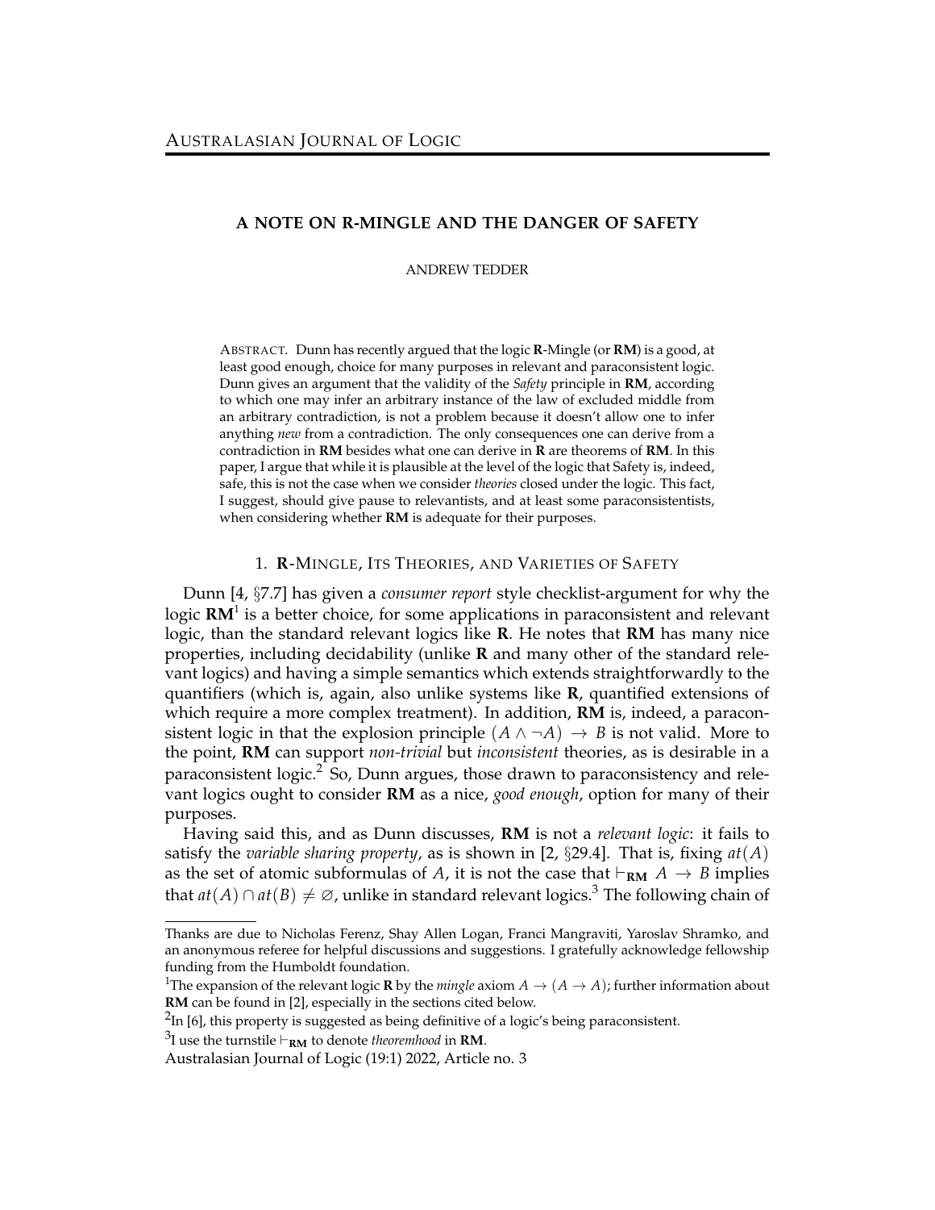# A NOTE ON R-MINGLE AND THE DANGER OF SAFETY

ANDREW TEDDER

ABSTRACT. Dunn has recently argued that the logic **R**-Mingle (or **RM**) is a good, at least good enough, choice for many purposes in relevant and paraconsistent logic. Dunn gives an argument that the validity of the *Safety* principle in **RM**, according to which one may infer an arbitrary instance of the law of excluded middle from an arbitrary contradiction, is not a problem because it doesn't allow one to infer anything *new* from a contradiction. The only consequences one can derive from a contradiction in **RM** besides what one can derive in **R** are theorems of **RM**. In this paper, I argue that while it is plausible at the level of the logic that Safety is, indeed, safe, this is not the case when we consider *theories* closed under the logic. This fact, I suggest, should give pause to relevantists, and at least some paraconsistentists, when considering whether **RM** is adequate for their purposes.

## 1. R-MINGLE, ITS THEORIES, AND VARIETIES OF SAFETY

Dunn [4, §7.7] has given a *consumer report* style checklist-argument for why the logic **RM**[1] is a better choice, for some applications in paraconsistent and relevant logic, than the standard relevant logics like **R**. He notes that **RM** has many nice properties, including decidability (unlike **R** and many other of the standard relevant logics) and having a simple semantics which extends straightforwardly to the quantifiers (which is, again, also unlike systems like **R**, quantified extensions of which require a more complex treatment). In addition, **RM** is, indeed, a paraconsistent logic in that the explosion principle $(A \wedge \neg A) \rightarrow B$ is not valid. More to the point, **RM** can support *non-trivial* but *inconsistent* theories, as is desirable in a paraconsistent logic.[2] So, Dunn argues, those drawn to paraconsistency and relevant logics ought to consider **RM** as a nice, *good enough*, option for many of their purposes.

Having said this, and as Dunn discusses, **RM** is not a *relevant logic*: it fails to satisfy the *variable sharing property*, as is shown in [2, §29.4]. That is, fixing $at(A)$ as the set of atomic subformulas of $A$, it is not the case that $\vdash_{\mathbf{RM}} A \rightarrow B$ implies that $at(A) \cap at(B) \neq \varnothing$, unlike in standard relevant logics.[3] The following chain of

---

Thanks are due to Nicholas Ferenz, Shay Allen Logan, Franci Mangraviti, Yaroslav Shramko, and an anonymous referee for helpful discussions and suggestions. I gratefully acknowledge fellowship funding from the Humboldt foundation.

[1] The expansion of the relevant logic **R** by the *mingle* axiom $A \rightarrow (A \rightarrow A)$; further information about **RM** can be found in [2], especially in the sections cited below.

[2] In [6], this property is suggested as being definitive of a logic's being paraconsistent.

[3] I use the turnstile $\vdash_{\mathbf{RM}}$ to denote *theoremhood* in **RM**.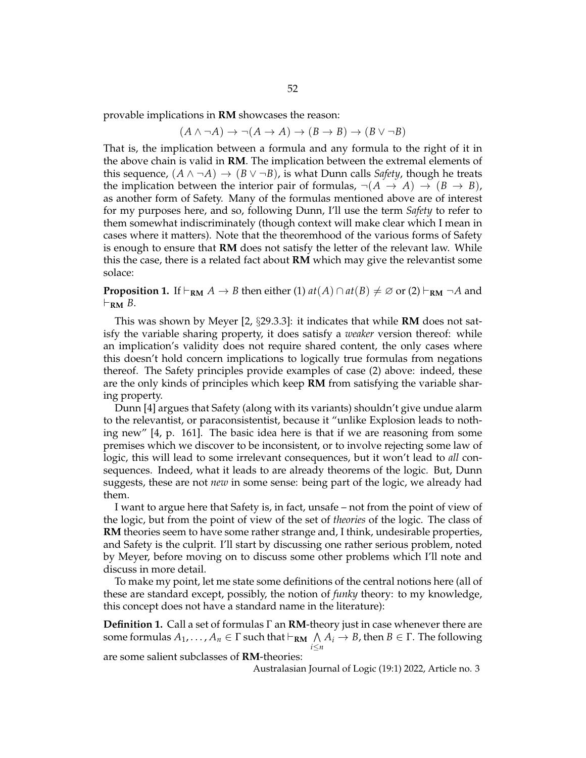provable implications in **RM** showcases the reason:

$$(A \wedge \neg A) \rightarrow \neg(A \rightarrow A) \rightarrow (B \rightarrow B) \rightarrow (B \vee \neg B)$$

That is, the implication between a formula and any formula to the right of it in the above chain is valid in **RM**. The implication between the extremal elements of this sequence, $(A \wedge \neg A) \rightarrow (B \vee \neg B)$, is what Dunn calls *Safety*, though he treats the implication between the interior pair of formulas, $\neg(A \rightarrow A) \rightarrow (B \rightarrow B)$, as another form of Safety. Many of the formulas mentioned above are of interest for my purposes here, and so, following Dunn, I'll use the term *Safety* to refer to them somewhat indiscriminately (though context will make clear which I mean in cases where it matters). Note that the theoremhood of the various forms of Safety is enough to ensure that **RM** does not satisfy the letter of the relevant law. While this the case, there is a related fact about **RM** which may give the relevantist some solace:

**Proposition 1.** If $\vdash_{\mathbf{RM}} A \rightarrow B$ then either (1) $at(A) \cap at(B) \neq \varnothing$ or (2) $\vdash_{\mathbf{RM}} \neg A$ and $\vdash_{\mathbf{RM}} B$.

This was shown by Meyer [2, §29.3.3]: it indicates that while **RM** does not satisfy the variable sharing property, it does satisfy a *weaker* version thereof: while an implication's validity does not require shared content, the only cases where this doesn't hold concern implications to logically true formulas from negations thereof. The Safety principles provide examples of case (2) above: indeed, these are the only kinds of principles which keep **RM** from satisfying the variable sharing property.

Dunn [4] argues that Safety (along with its variants) shouldn't give undue alarm to the relevantist, or paraconsistentist, because it "unlike Explosion leads to nothing new" [4, p. 161]. The basic idea here is that if we are reasoning from some premises which we discover to be inconsistent, or to involve rejecting some law of logic, this will lead to some irrelevant consequences, but it won't lead to *all* consequences. Indeed, what it leads to are already theorems of the logic. But, Dunn suggests, these are not *new* in some sense: being part of the logic, we already had them.

I want to argue here that Safety is, in fact, unsafe – not from the point of view of the logic, but from the point of view of the set of *theories* of the logic. The class of **RM** theories seem to have some rather strange and, I think, undesirable properties, and Safety is the culprit. I'll start by discussing one rather serious problem, noted by Meyer, before moving on to discuss some other problems which I'll note and discuss in more detail.

To make my point, let me state some definitions of the central notions here (all of these are standard except, possibly, the notion of *funky* theory: to my knowledge, this concept does not have a standard name in the literature):

**Definition 1.** Call a set of formulas $\Gamma$ an **RM**-theory just in case whenever there are some formulas $A_1, \ldots, A_n \in \Gamma$ such that $\vdash_{\mathbf{RM}} \bigwedge_{i \leq n} A_i \rightarrow B$, then $B \in \Gamma$. The following are some salient subclasses of **RM**-theories: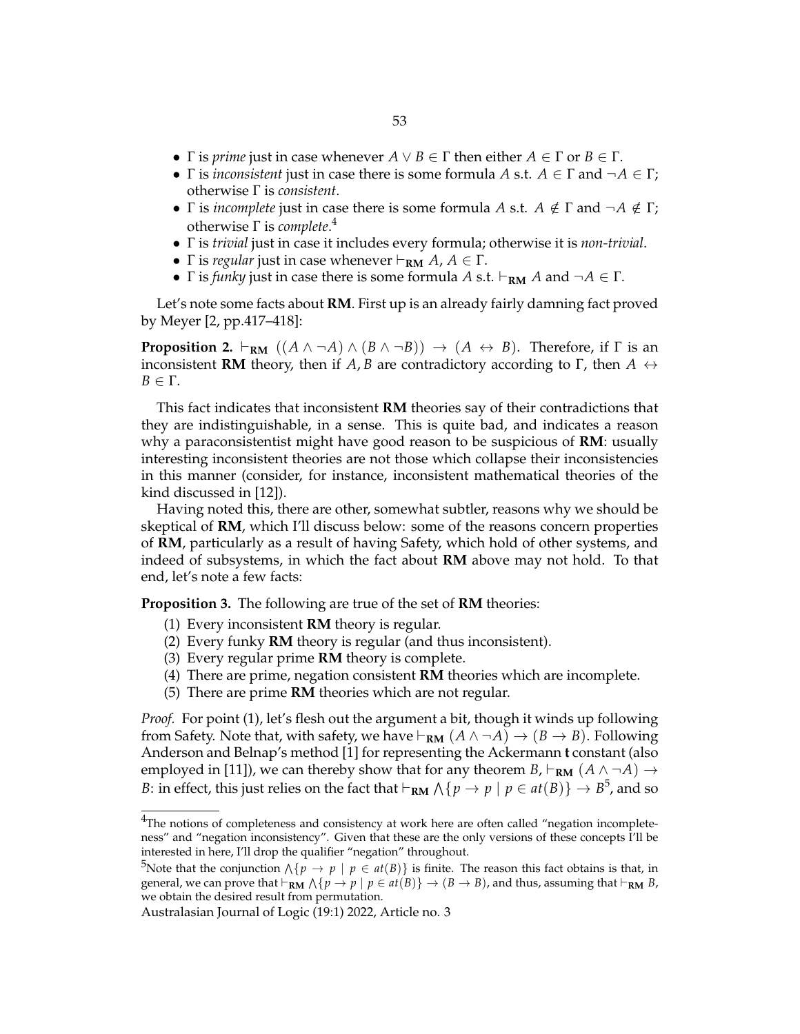- $\Gamma$ is *prime* just in case whenever $A \vee B \in \Gamma$ then either $A \in \Gamma$ or $B \in \Gamma$.
- $\Gamma$ is *inconsistent* just in case there is some formula $A$ s.t. $A \in \Gamma$ and $\neg A \in \Gamma$; otherwise $\Gamma$ is *consistent*.
- $\Gamma$ is *incomplete* just in case there is some formula $A$ s.t. $A \notin \Gamma$ and $\neg A \notin \Gamma$; otherwise $\Gamma$ is *complete*.[4]
- $\Gamma$ is *trivial* just in case it includes every formula; otherwise it is *non-trivial*.
- $\Gamma$ is *regular* just in case whenever $\vdash_{\mathbf{RM}} A$, $A \in \Gamma$.
- $\Gamma$ is *funky* just in case there is some formula $A$ s.t. $\vdash_{\mathbf{RM}} A$ and $\neg A \in \Gamma$.

Let's note some facts about **RM**. First up is an already fairly damning fact proved by Meyer [2, pp.417–418]:

**Proposition 2.** $\vdash_{\mathbf{RM}} ((A \wedge \neg A) \wedge (B \wedge \neg B)) \rightarrow (A \leftrightarrow B)$. Therefore, if $\Gamma$ is an inconsistent **RM** theory, then if $A, B$ are contradictory according to $\Gamma$, then $A \leftrightarrow B \in \Gamma$.

This fact indicates that inconsistent **RM** theories say of their contradictions that they are indistinguishable, in a sense. This is quite bad, and indicates a reason why a paraconsistentist might have good reason to be suspicious of **RM**: usually interesting inconsistent theories are not those which collapse their inconsistencies in this manner (consider, for instance, inconsistent mathematical theories of the kind discussed in [12]).

Having noted this, there are other, somewhat subtler, reasons why we should be skeptical of **RM**, which I'll discuss below: some of the reasons concern properties of **RM**, particularly as a result of having Safety, which hold of other systems, and indeed of subsystems, in which the fact about **RM** above may not hold. To that end, let's note a few facts:

**Proposition 3.** The following are true of the set of **RM** theories:

(1) Every inconsistent **RM** theory is regular.
(2) Every funky **RM** theory is regular (and thus inconsistent).
(3) Every regular prime **RM** theory is complete.
(4) There are prime, negation consistent **RM** theories which are incomplete.
(5) There are prime **RM** theories which are not regular.

*Proof.* For point (1), let's flesh out the argument a bit, though it winds up following from Safety. Note that, with safety, we have $\vdash_{\mathbf{RM}} (A \wedge \neg A) \rightarrow (B \rightarrow B)$. Following Anderson and Belnap's method [1] for representing the Ackermann **t** constant (also employed in [11]), we can thereby show that for any theorem $B$, $\vdash_{\mathbf{RM}} (A \wedge \neg A) \rightarrow B$: in effect, this just relies on the fact that $\vdash_{\mathbf{RM}} \bigwedge\{p \rightarrow p \mid p \in at(B)\} \rightarrow B$[5], and so

[4] The notions of completeness and consistency at work here are often called "negation incompleteness" and "negation inconsistency". Given that these are the only versions of these concepts I'll be interested in here, I'll drop the qualifier "negation" throughout.

[5] Note that the conjunction $\bigwedge\{p \rightarrow p \mid p \in at(B)\}$ is finite. The reason this fact obtains is that, in general, we can prove that $\vdash_{\mathbf{RM}} \bigwedge\{p \rightarrow p \mid p \in at(B)\} \rightarrow (B \rightarrow B)$, and thus, assuming that $\vdash_{\mathbf{RM}} B$, we obtain the desired result from permutation.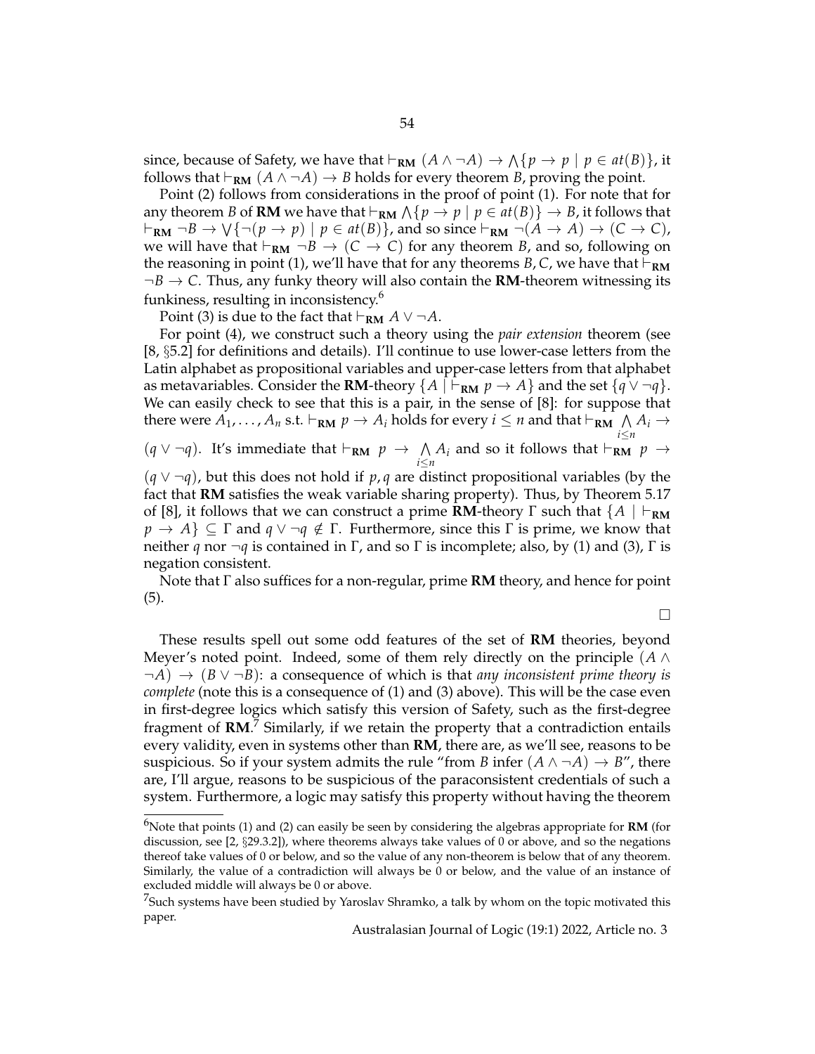since, because of Safety, we have that $\vdash_{\mathbf{RM}} (A \wedge \neg A) \to \bigwedge\{p \to p \mid p \in at(B)\}$, it follows that $\vdash_{\mathbf{RM}} (A \wedge \neg A) \to B$ holds for every theorem $B$, proving the point.

Point (2) follows from considerations in the proof of point (1). For note that for any theorem $B$ of **RM** we have that $\vdash_{\mathbf{RM}} \bigwedge\{p \to p \mid p \in at(B)\} \to B$, it follows that $\vdash_{\mathbf{RM}} \neg B \to \bigvee\{\neg(p \to p) \mid p \in at(B)\}$, and so since $\vdash_{\mathbf{RM}} \neg(A \to A) \to (C \to C)$, we will have that $\vdash_{\mathbf{RM}} \neg B \to (C \to C)$ for any theorem $B$, and so, following on the reasoning in point (1), we'll have that for any theorems $B, C$, we have that $\vdash_{\mathbf{RM}} \neg B \to C$. Thus, any funky theory will also contain the **RM**-theorem witnessing its funkiness, resulting in inconsistency.[6]

Point (3) is due to the fact that $\vdash_{\mathbf{RM}} A \vee \neg A$.

For point (4), we construct such a theory using the *pair extension* theorem (see [8, §5.2] for definitions and details). I'll continue to use lower-case letters from the Latin alphabet as propositional variables and upper-case letters from that alphabet as metavariables. Consider the **RM**-theory $\{A \mid \vdash_{\mathbf{RM}} p \to A\}$ and the set $\{q \vee \neg q\}$. We can easily check to see that this is a pair, in the sense of [8]: for suppose that there were $A_1, \ldots, A_n$ s.t. $\vdash_{\mathbf{RM}} p \to A_i$ holds for every $i \leq n$ and that $\vdash_{\mathbf{RM}} \bigwedge\limits_{i \leq n} A_i \to (q \vee \neg q)$. It's immediate that $\vdash_{\mathbf{RM}} p \to \bigwedge\limits_{i \leq n} A_i$ and so it follows that $\vdash_{\mathbf{RM}} p \to (q \vee \neg q)$, but this does not hold if $p, q$ are distinct propositional variables (by the fact that **RM** satisfies the weak variable sharing property). Thus, by Theorem 5.17 of [8], it follows that we can construct a prime **RM**-theory $\Gamma$ such that $\{A \mid \vdash_{\mathbf{RM}} p \to A\} \subseteq \Gamma$ and $q \vee \neg q \notin \Gamma$. Furthermore, since this $\Gamma$ is prime, we know that neither $q$ nor $\neg q$ is contained in $\Gamma$, and so $\Gamma$ is incomplete; also, by (1) and (3), $\Gamma$ is negation consistent.

Note that $\Gamma$ also suffices for a non-regular, prime **RM** theory, and hence for point (5).

$\square$

These results spell out some odd features of the set of **RM** theories, beyond Meyer's noted point. Indeed, some of them rely directly on the principle $(A \wedge \neg A) \to (B \vee \neg B)$: a consequence of which is that *any inconsistent prime theory is complete* (note this is a consequence of (1) and (3) above). This will be the case even in first-degree logics which satisfy this version of Safety, such as the first-degree fragment of **RM**.[7] Similarly, if we retain the property that a contradiction entails every validity, even in systems other than **RM**, there are, as we'll see, reasons to be suspicious. So if your system admits the rule "from $B$ infer $(A \wedge \neg A) \to B$", there are, I'll argue, reasons to be suspicious of the paraconsistent credentials of such a system. Furthermore, a logic may satisfy this property without having the theorem

[6] Note that points (1) and (2) can easily be seen by considering the algebras appropriate for **RM** (for discussion, see [2, §29.3.2]), where theorems always take values of 0 or above, and so the negations thereof take values of 0 or below, and so the value of any non-theorem is below that of any theorem. Similarly, the value of a contradiction will always be 0 or below, and the value of an instance of excluded middle will always be 0 or above.

[7] Such systems have been studied by Yaroslav Shramko, a talk by whom on the topic motivated this paper.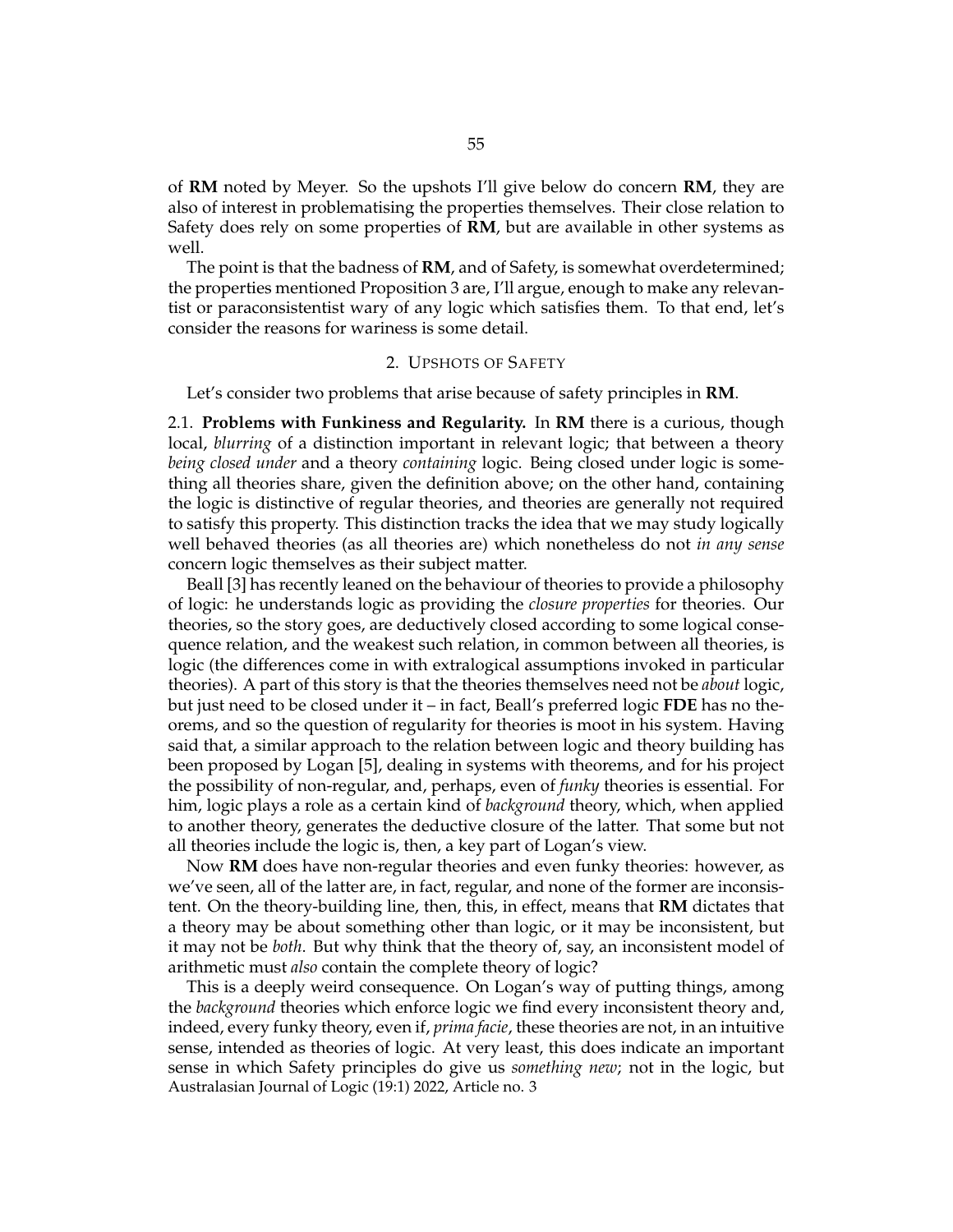of **RM** noted by Meyer. So the upshots I'll give below do concern **RM**, they are also of interest in problematising the properties themselves. Their close relation to Safety does rely on some properties of **RM**, but are available in other systems as well.

The point is that the badness of **RM**, and of Safety, is somewhat overdetermined; the properties mentioned Proposition 3 are, I'll argue, enough to make any relevantist or paraconsistentist wary of any logic which satisfies them. To that end, let's consider the reasons for wariness is some detail.

## 2. Upshots of Safety

Let's consider two problems that arise because of safety principles in **RM**.

**2.1. Problems with Funkiness and Regularity.** In **RM** there is a curious, though local, *blurring* of a distinction important in relevant logic; that between a theory *being closed under* and a theory *containing* logic. Being closed under logic is something all theories share, given the definition above; on the other hand, containing the logic is distinctive of regular theories, and theories are generally not required to satisfy this property. This distinction tracks the idea that we may study logically well behaved theories (as all theories are) which nonetheless do not *in any sense* concern logic themselves as their subject matter.

Beall [3] has recently leaned on the behaviour of theories to provide a philosophy of logic: he understands logic as providing the *closure properties* for theories. Our theories, so the story goes, are deductively closed according to some logical consequence relation, and the weakest such relation, in common between all theories, is logic (the differences come in with extralogical assumptions invoked in particular theories). A part of this story is that the theories themselves need not be *about* logic, but just need to be closed under it – in fact, Beall's preferred logic **FDE** has no theorems, and so the question of regularity for theories is moot in his system. Having said that, a similar approach to the relation between logic and theory building has been proposed by Logan [5], dealing in systems with theorems, and for his project the possibility of non-regular, and, perhaps, even of *funky* theories is essential. For him, logic plays a role as a certain kind of *background* theory, which, when applied to another theory, generates the deductive closure of the latter. That some but not all theories include the logic is, then, a key part of Logan's view.

Now **RM** does have non-regular theories and even funky theories: however, as we've seen, all of the latter are, in fact, regular, and none of the former are inconsistent. On the theory-building line, then, this, in effect, means that **RM** dictates that a theory may be about something other than logic, or it may be inconsistent, but it may not be *both*. But why think that the theory of, say, an inconsistent model of arithmetic must *also* contain the complete theory of logic?

This is a deeply weird consequence. On Logan's way of putting things, among the *background* theories which enforce logic we find every inconsistent theory and, indeed, every funky theory, even if, *prima facie*, these theories are not, in an intuitive sense, intended as theories of logic. At very least, this does indicate an important sense in which Safety principles do give us *something new*; not in the logic, but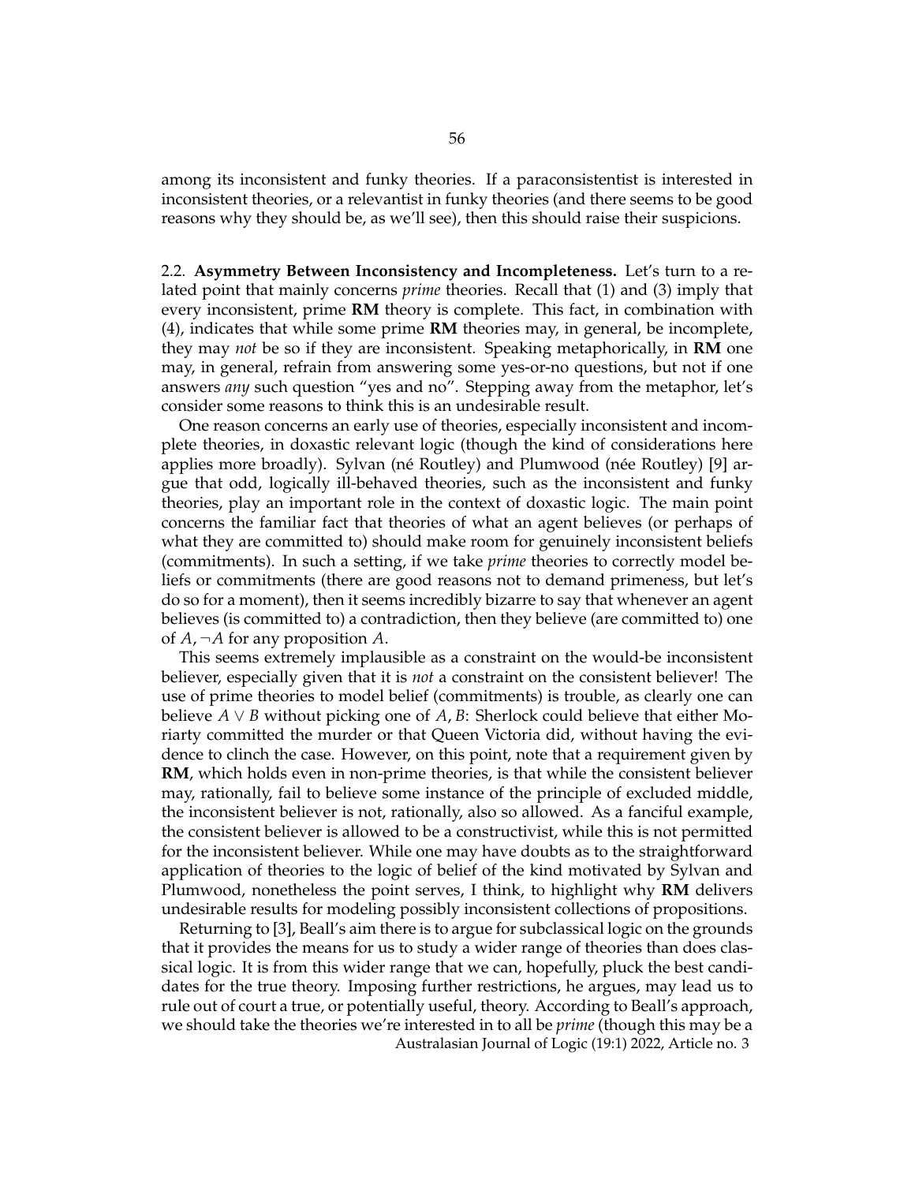among its inconsistent and funky theories. If a paraconsistentist is interested in inconsistent theories, or a relevantist in funky theories (and there seems to be good reasons why they should be, as we'll see), then this should raise their suspicions.

2.2. **Asymmetry Between Inconsistency and Incompleteness.** Let's turn to a related point that mainly concerns *prime* theories. Recall that (1) and (3) imply that every inconsistent, prime **RM** theory is complete. This fact, in combination with (4), indicates that while some prime **RM** theories may, in general, be incomplete, they may *not* be so if they are inconsistent. Speaking metaphorically, in **RM** one may, in general, refrain from answering some yes-or-no questions, but not if one answers *any* such question "yes and no". Stepping away from the metaphor, let's consider some reasons to think this is an undesirable result.

One reason concerns an early use of theories, especially inconsistent and incomplete theories, in doxastic relevant logic (though the kind of considerations here applies more broadly). Sylvan (né Routley) and Plumwood (née Routley) [9] argue that odd, logically ill-behaved theories, such as the inconsistent and funky theories, play an important role in the context of doxastic logic. The main point concerns the familiar fact that theories of what an agent believes (or perhaps of what they are committed to) should make room for genuinely inconsistent beliefs (commitments). In such a setting, if we take *prime* theories to correctly model beliefs or commitments (there are good reasons not to demand primeness, but let's do so for a moment), then it seems incredibly bizarre to say that whenever an agent believes (is committed to) a contradiction, then they believe (are committed to) one of $A, \neg A$ for any proposition $A$.

This seems extremely implausible as a constraint on the would-be inconsistent believer, especially given that it is *not* a constraint on the consistent believer! The use of prime theories to model belief (commitments) is trouble, as clearly one can believe $A \vee B$ without picking one of $A, B$: Sherlock could believe that either Moriarty committed the murder or that Queen Victoria did, without having the evidence to clinch the case. However, on this point, note that a requirement given by **RM**, which holds even in non-prime theories, is that while the consistent believer may, rationally, fail to believe some instance of the principle of excluded middle, the inconsistent believer is not, rationally, also so allowed. As a fanciful example, the consistent believer is allowed to be a constructivist, while this is not permitted for the inconsistent believer. While one may have doubts as to the straightforward application of theories to the logic of belief of the kind motivated by Sylvan and Plumwood, nonetheless the point serves, I think, to highlight why **RM** delivers undesirable results for modeling possibly inconsistent collections of propositions.

Returning to [3], Beall's aim there is to argue for subclassical logic on the grounds that it provides the means for us to study a wider range of theories than does classical logic. It is from this wider range that we can, hopefully, pluck the best candidates for the true theory. Imposing further restrictions, he argues, may lead us to rule out of court a true, or potentially useful, theory. According to Beall's approach, we should take the theories we're interested in to all be *prime* (though this may be a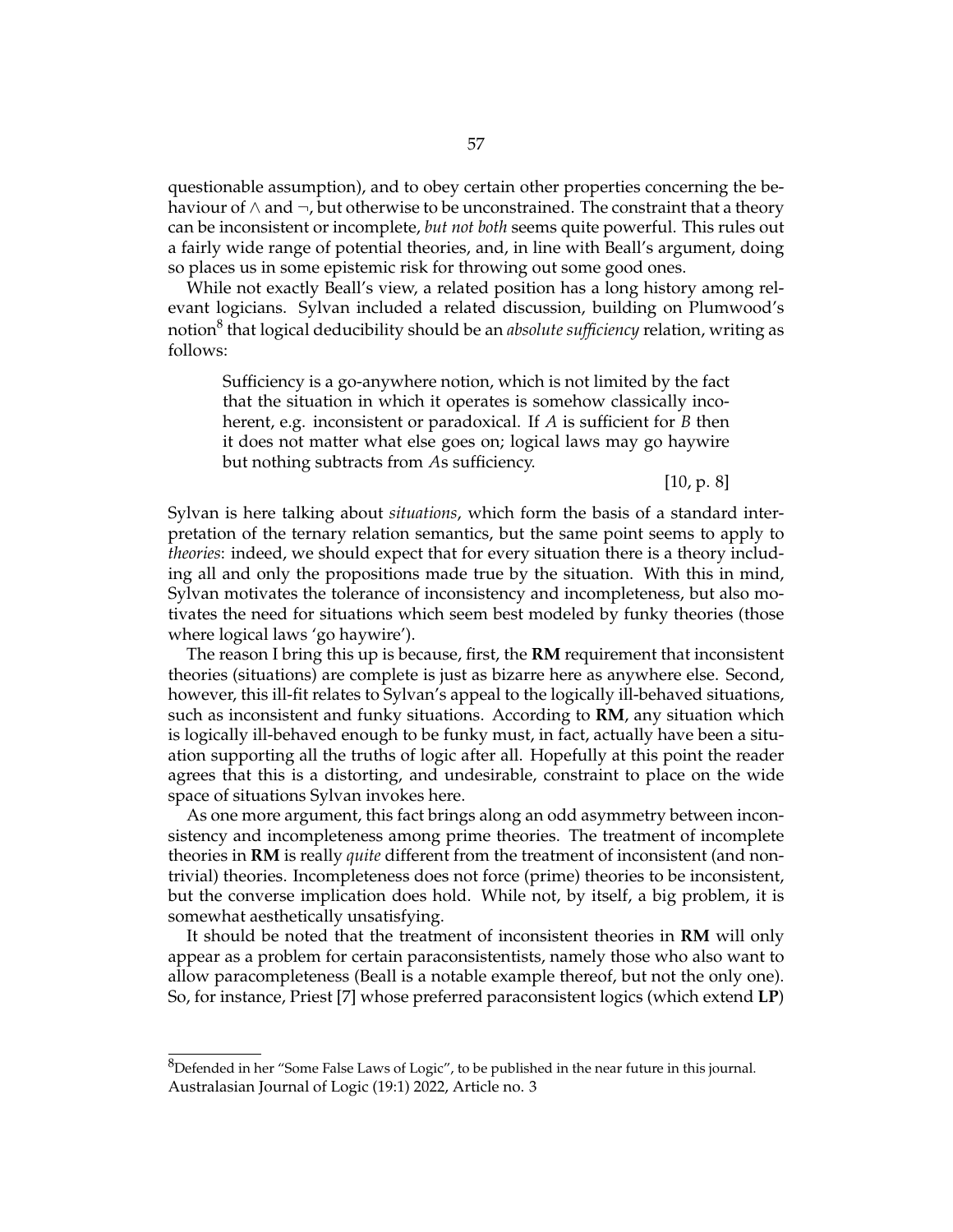questionable assumption), and to obey certain other properties concerning the behaviour of $\wedge$ and $\neg$, but otherwise to be unconstrained. The constraint that a theory can be inconsistent or incomplete, *but not both* seems quite powerful. This rules out a fairly wide range of potential theories, and, in line with Beall's argument, doing so places us in some epistemic risk for throwing out some good ones.

While not exactly Beall's view, a related position has a long history among relevant logicians. Sylvan included a related discussion, building on Plumwood's notion[8] that logical deducibility should be an *absolute sufficiency* relation, writing as follows:

> Sufficiency is a go-anywhere notion, which is not limited by the fact that the situation in which it operates is somehow classically incoherent, e.g. inconsistent or paradoxical. If $A$ is sufficient for $B$ then it does not matter what else goes on; logical laws may go haywire but nothing subtracts from $A$s sufficiency.
>
> [10, p. 8]

Sylvan is here talking about *situations*, which form the basis of a standard interpretation of the ternary relation semantics, but the same point seems to apply to *theories*: indeed, we should expect that for every situation there is a theory including all and only the propositions made true by the situation. With this in mind, Sylvan motivates the tolerance of inconsistency and incompleteness, but also motivates the need for situations which seem best modeled by funky theories (those where logical laws 'go haywire').

The reason I bring this up is because, first, the **RM** requirement that inconsistent theories (situations) are complete is just as bizarre here as anywhere else. Second, however, this ill-fit relates to Sylvan's appeal to the logically ill-behaved situations, such as inconsistent and funky situations. According to **RM**, any situation which is logically ill-behaved enough to be funky must, in fact, actually have been a situation supporting all the truths of logic after all. Hopefully at this point the reader agrees that this is a distorting, and undesirable, constraint to place on the wide space of situations Sylvan invokes here.

As one more argument, this fact brings along an odd asymmetry between inconsistency and incompleteness among prime theories. The treatment of incomplete theories in **RM** is really *quite* different from the treatment of inconsistent (and nontrivial) theories. Incompleteness does not force (prime) theories to be inconsistent, but the converse implication does hold. While not, by itself, a big problem, it is somewhat aesthetically unsatisfying.

It should be noted that the treatment of inconsistent theories in **RM** will only appear as a problem for certain paraconsistentists, namely those who also want to allow paracompleteness (Beall is a notable example thereof, but not the only one). So, for instance, Priest [7] whose preferred paraconsistent logics (which extend **LP**)

---

[8] Defended in her "Some False Laws of Logic", to be published in the near future in this journal.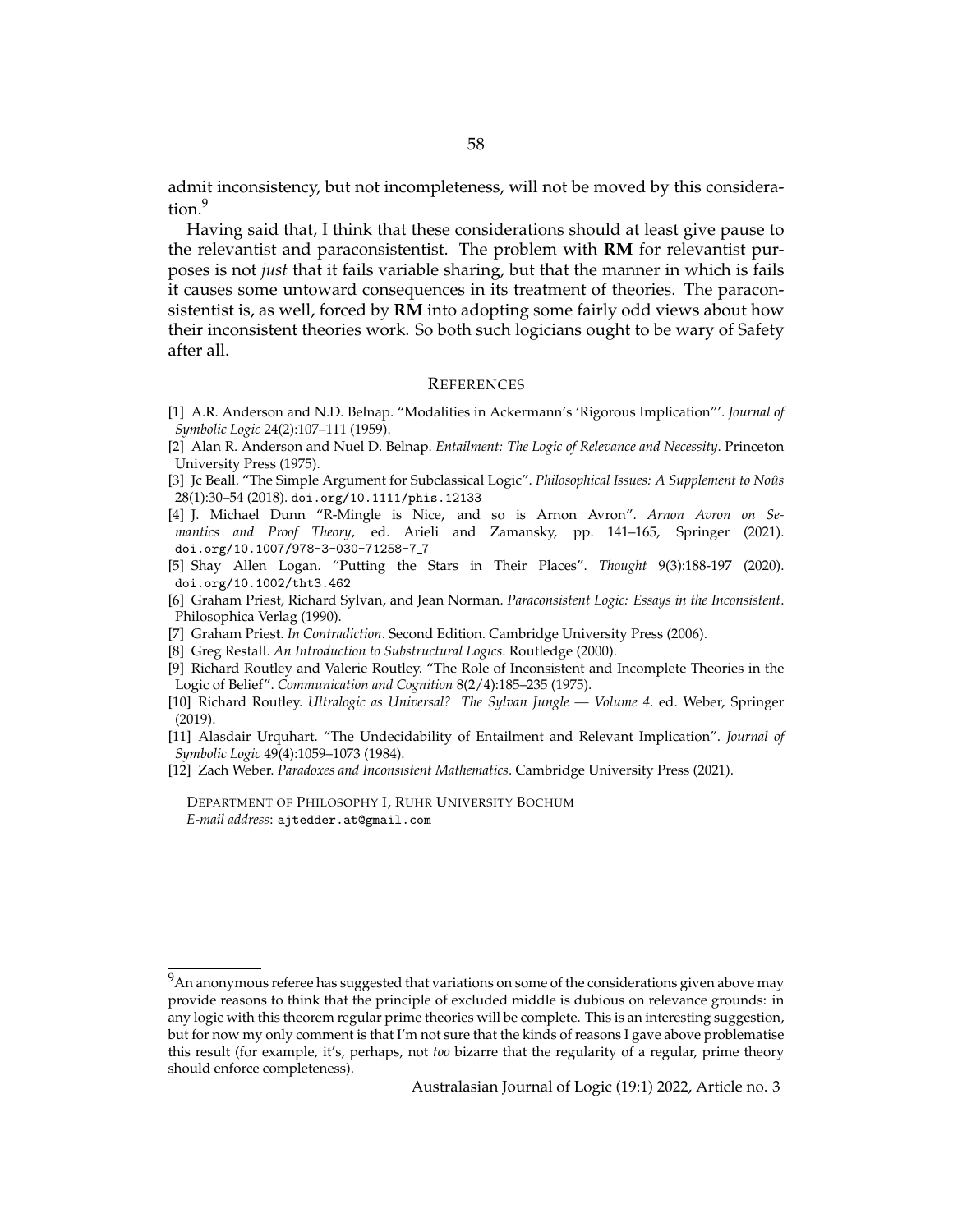admit inconsistency, but not incompleteness, will not be moved by this consideration.[9]

Having said that, I think that these considerations should at least give pause to the relevantist and paraconsistentist. The problem with **RM** for relevantist purposes is not *just* that it fails variable sharing, but that the manner in which is fails it causes some untoward consequences in its treatment of theories. The paraconsistentist is, as well, forced by **RM** into adopting some fairly odd views about how their inconsistent theories work. So both such logicians ought to be wary of Safety after all.

## References

[1] A.R. Anderson and N.D. Belnap. "Modalities in Ackermann's 'Rigorous Implication"'. *Journal of Symbolic Logic* 24(2):107–111 (1959).

[2] Alan R. Anderson and Nuel D. Belnap. *Entailment: The Logic of Relevance and Necessity*. Princeton University Press (1975).

[3] Jc Beall. "The Simple Argument for Subclassical Logic". *Philosophical Issues: A Supplement to Noûs* 28(1):30–54 (2018). doi.org/10.1111/phis.12133

[4] J. Michael Dunn "R-Mingle is Nice, and so is Arnon Avron". *Arnon Avron on Semantics and Proof Theory*, ed. Arieli and Zamansky, pp. 141–165, Springer (2021). doi.org/10.1007/978-3-030-71258-7_7

[5] Shay Allen Logan. "Putting the Stars in Their Places". *Thought* 9(3):188-197 (2020). doi.org/10.1002/tht3.462

[6] Graham Priest, Richard Sylvan, and Jean Norman. *Paraconsistent Logic: Essays in the Inconsistent*. Philosophica Verlag (1990).

[7] Graham Priest. *In Contradiction*. Second Edition. Cambridge University Press (2006).

[8] Greg Restall. *An Introduction to Substructural Logics*. Routledge (2000).

[9] Richard Routley and Valerie Routley. "The Role of Inconsistent and Incomplete Theories in the Logic of Belief". *Communication and Cognition* 8(2/4):185–235 (1975).

[10] Richard Routley. *Ultralogic as Universal? The Sylvan Jungle — Volume 4*. ed. Weber, Springer (2019).

[11] Alasdair Urquhart. "The Undecidability of Entailment and Relevant Implication". *Journal of Symbolic Logic* 49(4):1059–1073 (1984).

[12] Zach Weber. *Paradoxes and Inconsistent Mathematics*. Cambridge University Press (2021).

Department of Philosophy I, Ruhr University Bochum
*E-mail address*: ajtedder.at@gmail.com

[9] An anonymous referee has suggested that variations on some of the considerations given above may provide reasons to think that the principle of excluded middle is dubious on relevance grounds: in any logic with this theorem regular prime theories will be complete. This is an interesting suggestion, but for now my only comment is that I'm not sure that the kinds of reasons I gave above problematise this result (for example, it's, perhaps, not *too* bizarre that the regularity of a regular, prime theory should enforce completeness).